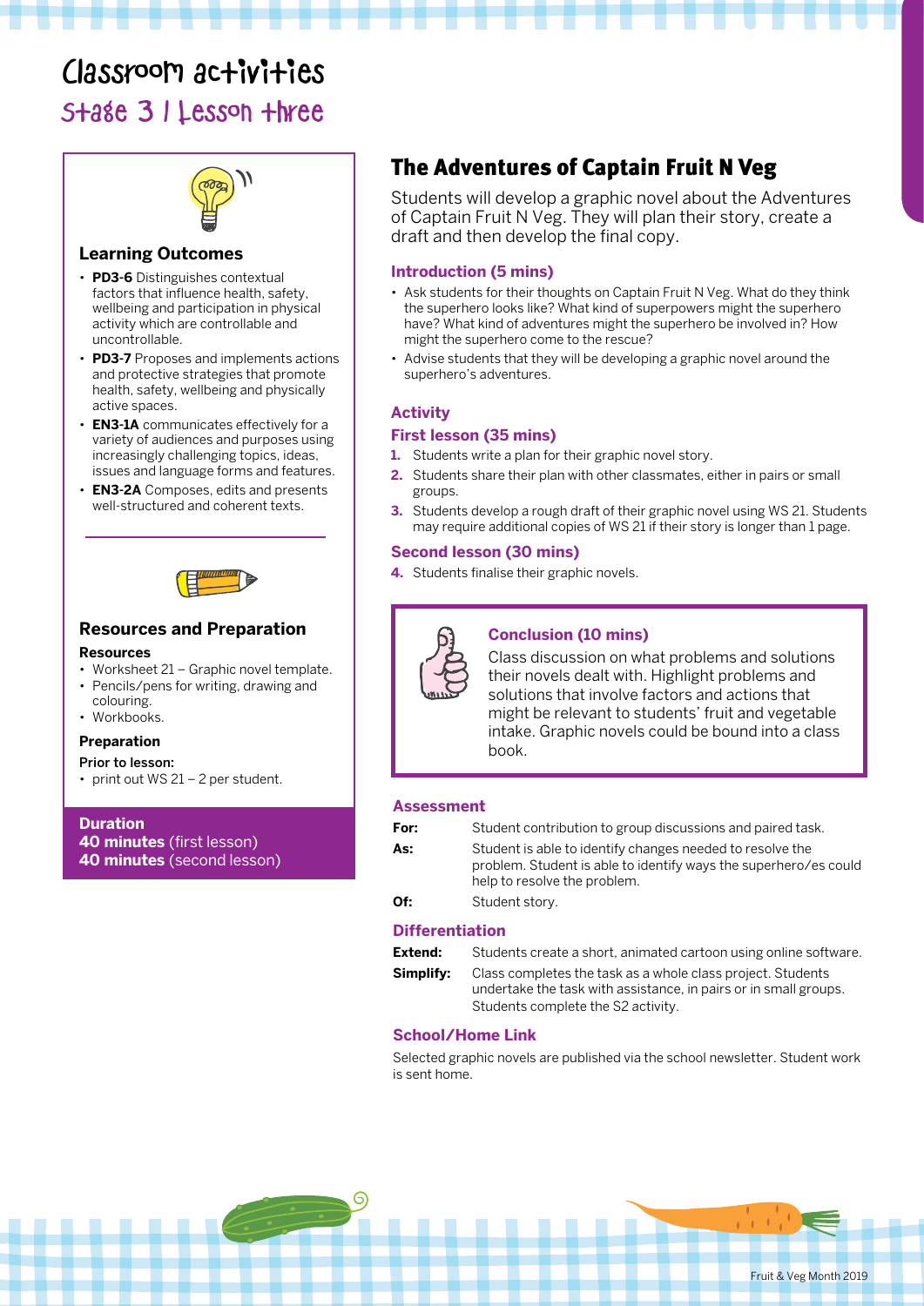# Classroom activities

## Stage 3 | Lesson three

### Learning Outcomes

- **PD3-6** Distinguishes contextual factors that influence health, safety, wellbeing and participation in physical activity which are controllable and uncontrollable.
- **PD3-7** Proposes and implements actions and protective strategies that promote health, safety, wellbeing and physically active spaces.
- **EN3-1A** communicates effectively for a variety of audiences and purposes using increasingly challenging topics, ideas, issues and language forms and features.
- **EN3-2A** Composes, edits and presents well-structured and coherent texts.

### Resources and Preparation

**Resources**

- Worksheet 21 – Graphic novel template.
- Pencils/pens for writing, drawing and colouring.
- Workbooks.

**Preparation**

**Prior to lesson:**

- print out WS 21 – 2 per student.

**Duration**

**40 minutes** (first lesson)
**40 minutes** (second lesson)

## The Adventures of Captain Fruit N Veg

Students will develop a graphic novel about the Adventures of Captain Fruit N Veg. They will plan their story, create a draft and then develop the final copy.

### Introduction (5 mins)

- Ask students for their thoughts on Captain Fruit N Veg. What do they think the superhero looks like? What kind of superpowers might the superhero have? What kind of adventures might the superhero be involved in? How might the superhero come to the rescue?
- Advise students that they will be developing a graphic novel around the superhero's adventures.

### Activity

#### First lesson (35 mins)

1. Students write a plan for their graphic novel story.
2. Students share their plan with other classmates, either in pairs or small groups.
3. Students develop a rough draft of their graphic novel using WS 21. Students may require additional copies of WS 21 if their story is longer than 1 page.

#### Second lesson (30 mins)

4. Students finalise their graphic novels.

### Conclusion (10 mins)

Class discussion on what problems and solutions their novels dealt with. Highlight problems and solutions that involve factors and actions that might be relevant to students' fruit and vegetable intake. Graphic novels could be bound into a class book.

### Assessment

**For:** Student contribution to group discussions and paired task.

**As:** Student is able to identify changes needed to resolve the problem. Student is able to identify ways the superhero/es could help to resolve the problem.

**Of:** Student story.

### Differentiation

**Extend:** Students create a short, animated cartoon using online software.

**Simplify:** Class completes the task as a whole class project. Students undertake the task with assistance, in pairs or in small groups. Students complete the S2 activity.

### School/Home Link

Selected graphic novels are published via the school newsletter. Student work is sent home.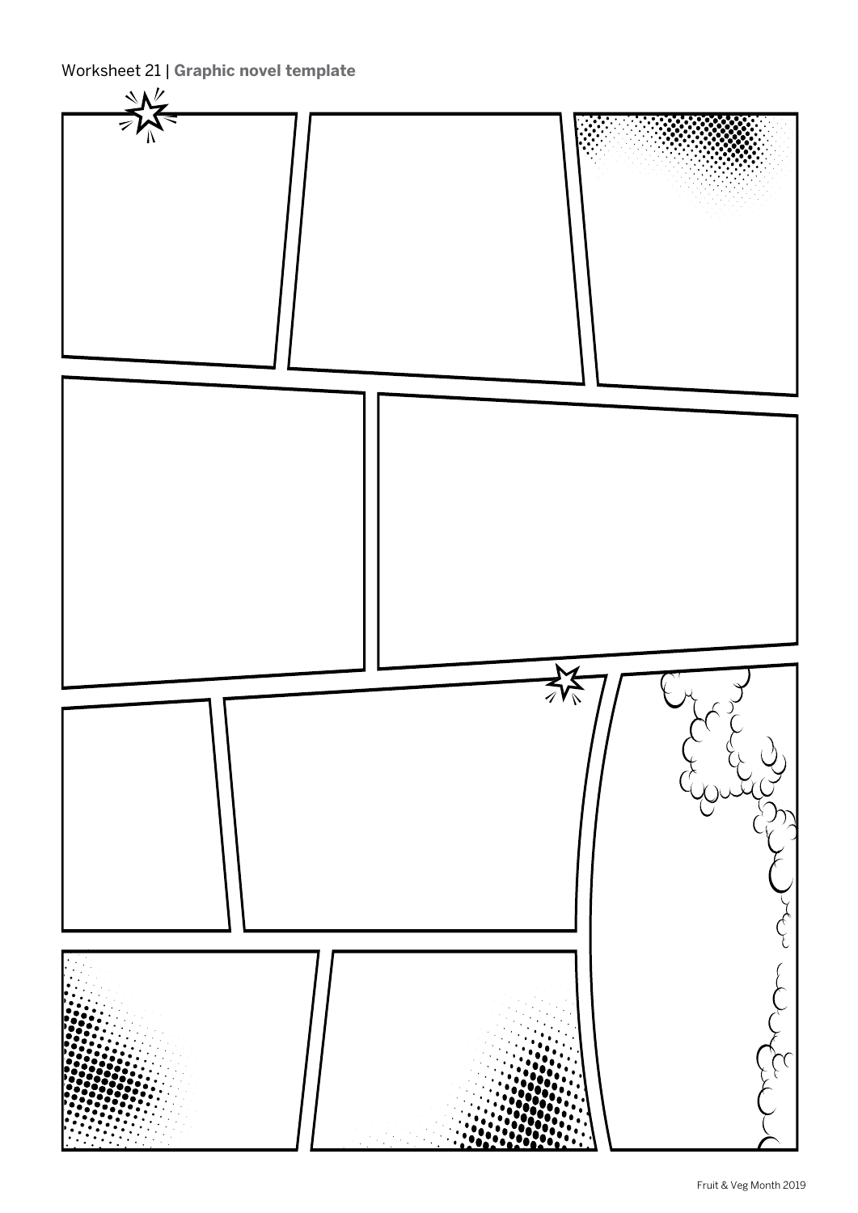Worksheet 21 | **Graphic novel template**